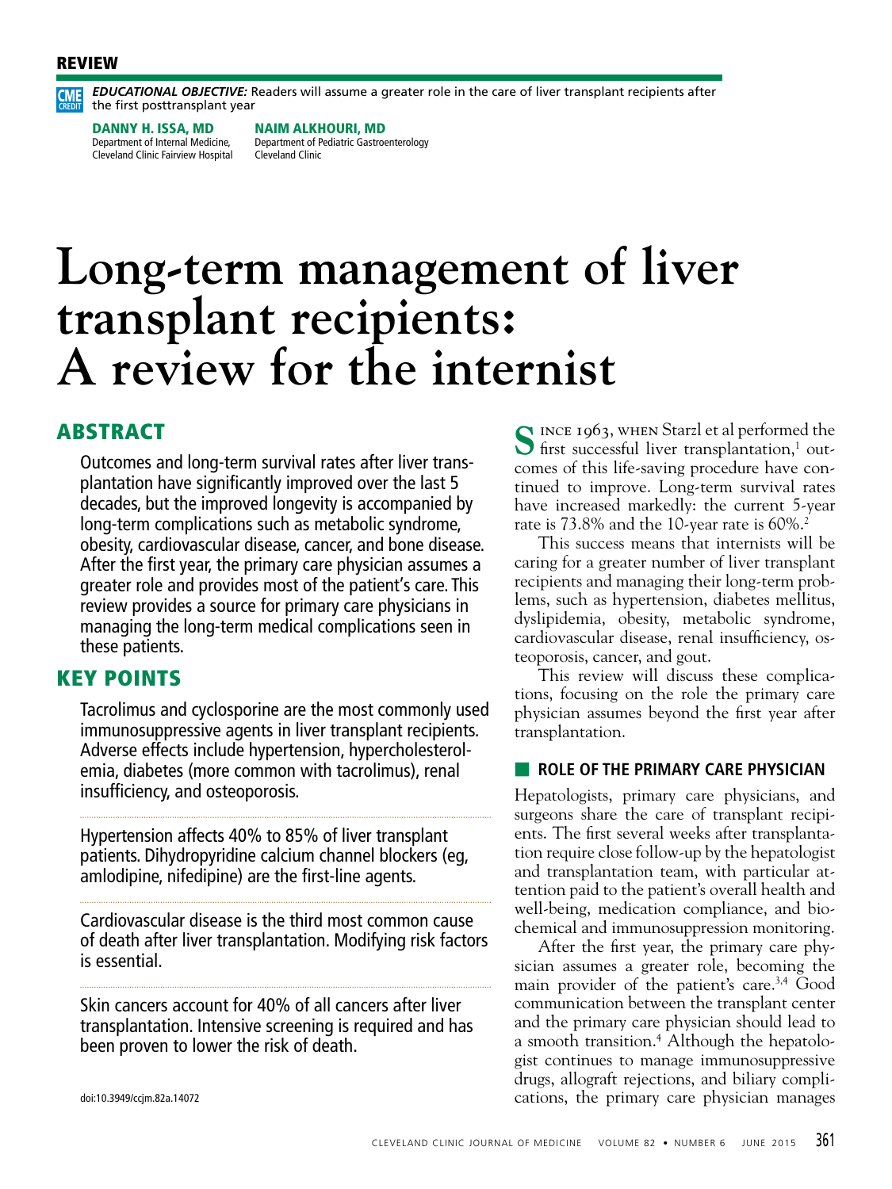REVIEW

CME CREDIT **EDUCATIONAL OBJECTIVE:** Readers will assume a greater role in the care of liver transplant recipients after the first posttransplant year

**DANNY H. ISSA, MD**
Department of Internal Medicine, Cleveland Clinic Fairview Hospital

**NAIM ALKHOURI, MD**
Department of Pediatric Gastroenterology
Cleveland Clinic

# Long-term management of liver transplant recipients: A review for the internist

## ABSTRACT

Outcomes and long-term survival rates after liver transplantation have significantly improved over the last 5 decades, but the improved longevity is accompanied by long-term complications such as metabolic syndrome, obesity, cardiovascular disease, cancer, and bone disease. After the first year, the primary care physician assumes a greater role and provides most of the patient's care. This review provides a source for primary care physicians in managing the long-term medical complications seen in these patients.

## KEY POINTS

Tacrolimus and cyclosporine are the most commonly used immunosuppressive agents in liver transplant recipients. Adverse effects include hypertension, hypercholesterolemia, diabetes (more common with tacrolimus), renal insufficiency, and osteoporosis.

Hypertension affects 40% to 85% of liver transplant patients. Dihydropyridine calcium channel blockers (eg, amlodipine, nifedipine) are the first-line agents.

Cardiovascular disease is the third most common cause of death after liver transplantation. Modifying risk factors is essential.

Skin cancers account for 40% of all cancers after liver transplantation. Intensive screening is required and has been proven to lower the risk of death.

doi:10.3949/ccjm.82a.14072

Since 1963, when Starzl et al performed the first successful liver transplantation,[1] outcomes of this life-saving procedure have continued to improve. Long-term survival rates have increased markedly: the current 5-year rate is 73.8% and the 10-year rate is 60%.[2]

This success means that internists will be caring for a greater number of liver transplant recipients and managing their long-term problems, such as hypertension, diabetes mellitus, dyslipidemia, obesity, metabolic syndrome, cardiovascular disease, renal insufficiency, osteoporosis, cancer, and gout.

This review will discuss these complications, focusing on the role the primary care physician assumes beyond the first year after transplantation.

## ROLE OF THE PRIMARY CARE PHYSICIAN

Hepatologists, primary care physicians, and surgeons share the care of transplant recipients. The first several weeks after transplantation require close follow-up by the hepatologist and transplantation team, with particular attention paid to the patient's overall health and well-being, medication compliance, and biochemical and immunosuppression monitoring.

After the first year, the primary care physician assumes a greater role, becoming the main provider of the patient's care.[3,4] Good communication between the transplant center and the primary care physician should lead to a smooth transition.[4] Although the hepatologist continues to manage immunosuppressive drugs, allograft rejections, and biliary complications, the primary care physician manages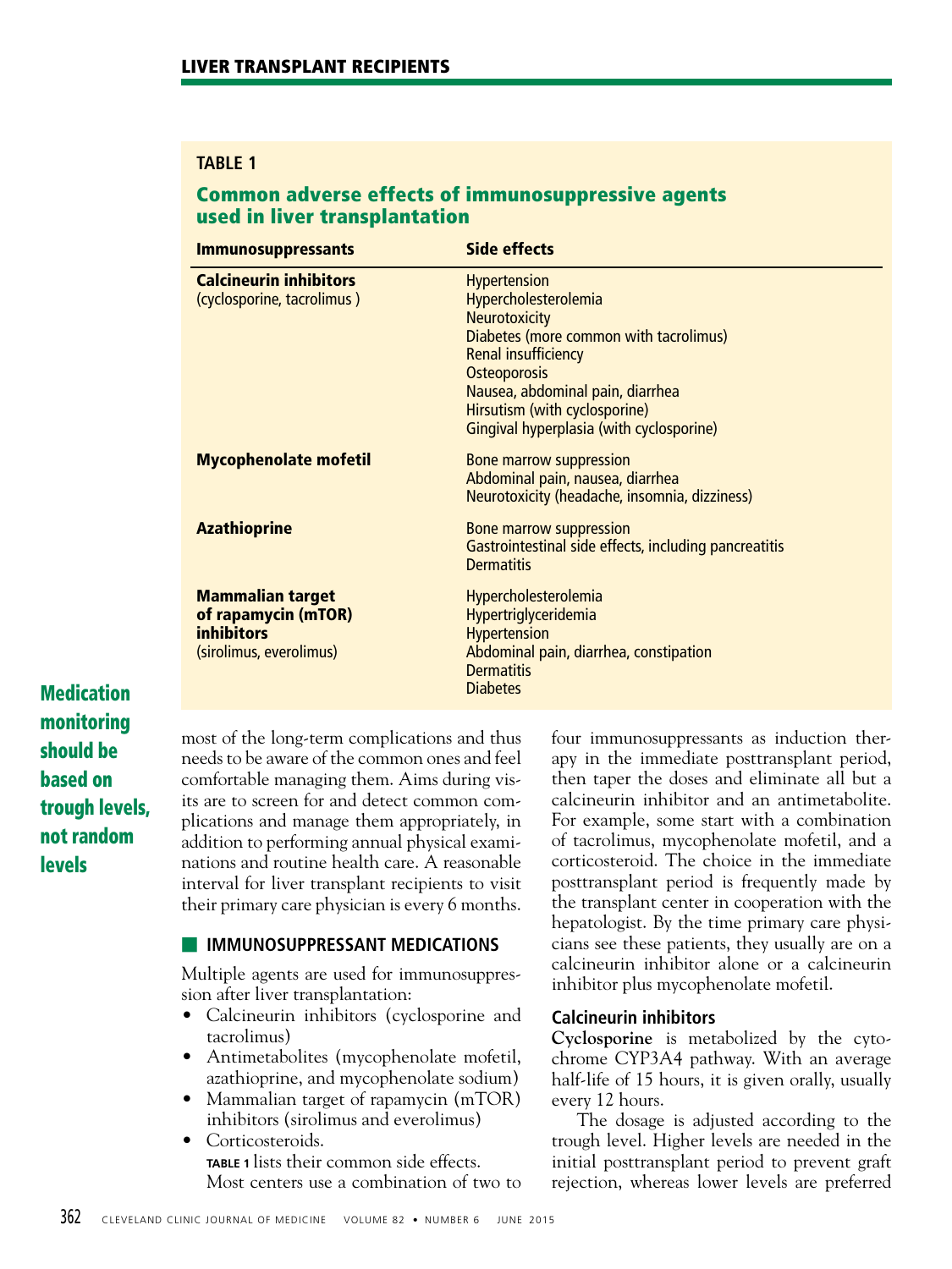**TABLE 1**

**Common adverse effects of immunosuppressive agents used in liver transplantation**

| Immunosuppressants | Side effects |
| --- | --- |
| **Calcineurin inhibitors** (cyclosporine, tacrolimus ) | Hypertension<br>Hypercholesterolemia<br>Neurotoxicity<br>Diabetes (more common with tacrolimus)<br>Renal insufficiency<br>Osteoporosis<br>Nausea, abdominal pain, diarrhea<br>Hirsutism (with cyclosporine)<br>Gingival hyperplasia (with cyclosporine) |
| **Mycophenolate mofetil** | Bone marrow suppression<br>Abdominal pain, nausea, diarrhea<br>Neurotoxicity (headache, insomnia, dizziness) |
| **Azathioprine** | Bone marrow suppression<br>Gastrointestinal side effects, including pancreatitis<br>Dermatitis |
| **Mammalian target of rapamycin (mTOR) inhibitors** (sirolimus, everolimus) | Hypercholesterolemia<br>Hypertriglyceridemia<br>Hypertension<br>Abdominal pain, diarrhea, constipation<br>Dermatitis<br>Diabetes |

**Medication monitoring should be based on trough levels, not random levels**

most of the long-term complications and thus needs to be aware of the common ones and feel comfortable managing them. Aims during visits are to screen for and detect common complications and manage them appropriately, in addition to performing annual physical examinations and routine health care. A reasonable interval for liver transplant recipients to visit their primary care physician is every 6 months.

## IMMUNOSUPPRESSANT MEDICATIONS

Multiple agents are used for immunosuppression after liver transplantation:

- Calcineurin inhibitors (cyclosporine and tacrolimus)
- Antimetabolites (mycophenolate mofetil, azathioprine, and mycophenolate sodium)
- Mammalian target of rapamycin (mTOR) inhibitors (sirolimus and everolimus)
- Corticosteroids.

**TABLE 1** lists their common side effects.

Most centers use a combination of two to four immunosuppressants as induction therapy in the immediate posttransplant period, then taper the doses and eliminate all but a calcineurin inhibitor and an antimetabolite. For example, some start with a combination of tacrolimus, mycophenolate mofetil, and a corticosteroid. The choice in the immediate posttransplant period is frequently made by the transplant center in cooperation with the hepatologist. By the time primary care physicians see these patients, they usually are on a calcineurin inhibitor alone or a calcineurin inhibitor plus mycophenolate mofetil.

### Calcineurin inhibitors

**Cyclosporine** is metabolized by the cytochrome CYP3A4 pathway. With an average half-life of 15 hours, it is given orally, usually every 12 hours.

The dosage is adjusted according to the trough level. Higher levels are needed in the initial posttransplant period to prevent graft rejection, whereas lower levels are preferred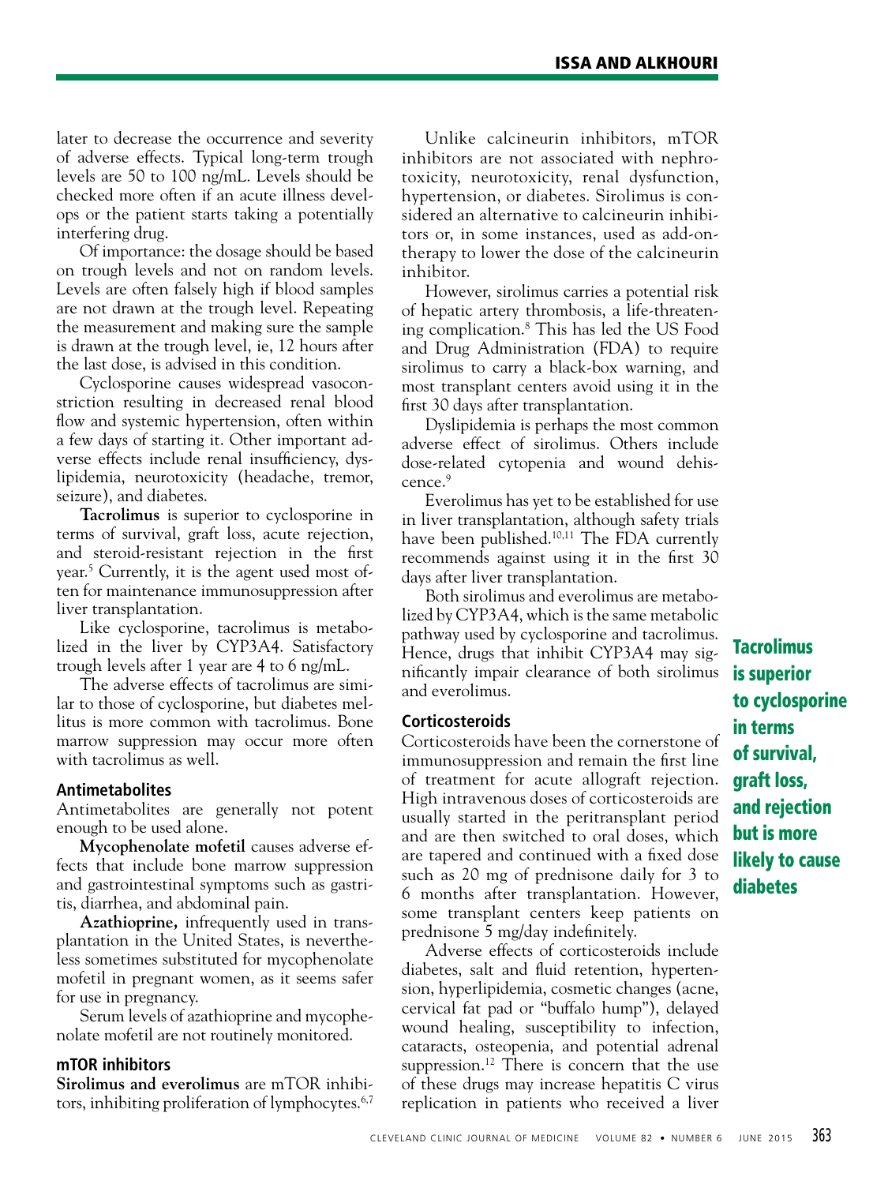later to decrease the occurrence and severity of adverse effects. Typical long-term trough levels are 50 to 100 ng/mL. Levels should be checked more often if an acute illness develops or the patient starts taking a potentially interfering drug.

Of importance: the dosage should be based on trough levels and not on random levels. Levels are often falsely high if blood samples are not drawn at the trough level. Repeating the measurement and making sure the sample is drawn at the trough level, ie, 12 hours after the last dose, is advised in this condition.

Cyclosporine causes widespread vasoconstriction resulting in decreased renal blood flow and systemic hypertension, often within a few days of starting it. Other important adverse effects include renal insufficiency, dyslipidemia, neurotoxicity (headache, tremor, seizure), and diabetes.

**Tacrolimus** is superior to cyclosporine in terms of survival, graft loss, acute rejection, and steroid-resistant rejection in the first year.[5] Currently, it is the agent used most often for maintenance immunosuppression after liver transplantation.

Like cyclosporine, tacrolimus is metabolized in the liver by CYP3A4. Satisfactory trough levels after 1 year are 4 to 6 ng/mL.

The adverse effects of tacrolimus are similar to those of cyclosporine, but diabetes mellitus is more common with tacrolimus. Bone marrow suppression may occur more often with tacrolimus as well.

### Antimetabolites

Antimetabolites are generally not potent enough to be used alone.

**Mycophenolate mofetil** causes adverse effects that include bone marrow suppression and gastrointestinal symptoms such as gastritis, diarrhea, and abdominal pain.

**Azathioprine,** infrequently used in transplantation in the United States, is nevertheless sometimes substituted for mycophenolate mofetil in pregnant women, as it seems safer for use in pregnancy.

Serum levels of azathioprine and mycophenolate mofetil are not routinely monitored.

### mTOR inhibitors

**Sirolimus and everolimus** are mTOR inhibitors, inhibiting proliferation of lymphocytes.[6,7]

Unlike calcineurin inhibitors, mTOR inhibitors are not associated with nephrotoxicity, neurotoxicity, renal dysfunction, hypertension, or diabetes. Sirolimus is considered an alternative to calcineurin inhibitors or, in some instances, used as add-on therapy to lower the dose of the calcineurin inhibitor.

However, sirolimus carries a potential risk of hepatic artery thrombosis, a life-threatening complication.[8] This has led the US Food and Drug Administration (FDA) to require sirolimus to carry a black-box warning, and most transplant centers avoid using it in the first 30 days after transplantation.

Dyslipidemia is perhaps the most common adverse effect of sirolimus. Others include dose-related cytopenia and wound dehiscence.[9]

Everolimus has yet to be established for use in liver transplantation, although safety trials have been published.[10,11] The FDA currently recommends against using it in the first 30 days after liver transplantation.

Both sirolimus and everolimus are metabolized by CYP3A4, which is the same metabolic pathway used by cyclosporine and tacrolimus. Hence, drugs that inhibit CYP3A4 may significantly impair clearance of both sirolimus and everolimus.

### Corticosteroids

Corticosteroids have been the cornerstone of immunosuppression and remain the first line of treatment for acute allograft rejection. High intravenous doses of corticosteroids are usually started in the peritransplant period and are then switched to oral doses, which are tapered and continued with a fixed dose such as 20 mg of prednisone daily for 3 to 6 months after transplantation. However, some transplant centers keep patients on prednisone 5 mg/day indefinitely.

Adverse effects of corticosteroids include diabetes, salt and fluid retention, hypertension, hyperlipidemia, cosmetic changes (acne, cervical fat pad or "buffalo hump"), delayed wound healing, susceptibility to infection, cataracts, osteopenia, and potential adrenal suppression.[12] There is concern that the use of these drugs may increase hepatitis C virus replication in patients who received a liver

**Tacrolimus is superior to cyclosporine in terms of survival, graft loss, and rejection but is more likely to cause diabetes**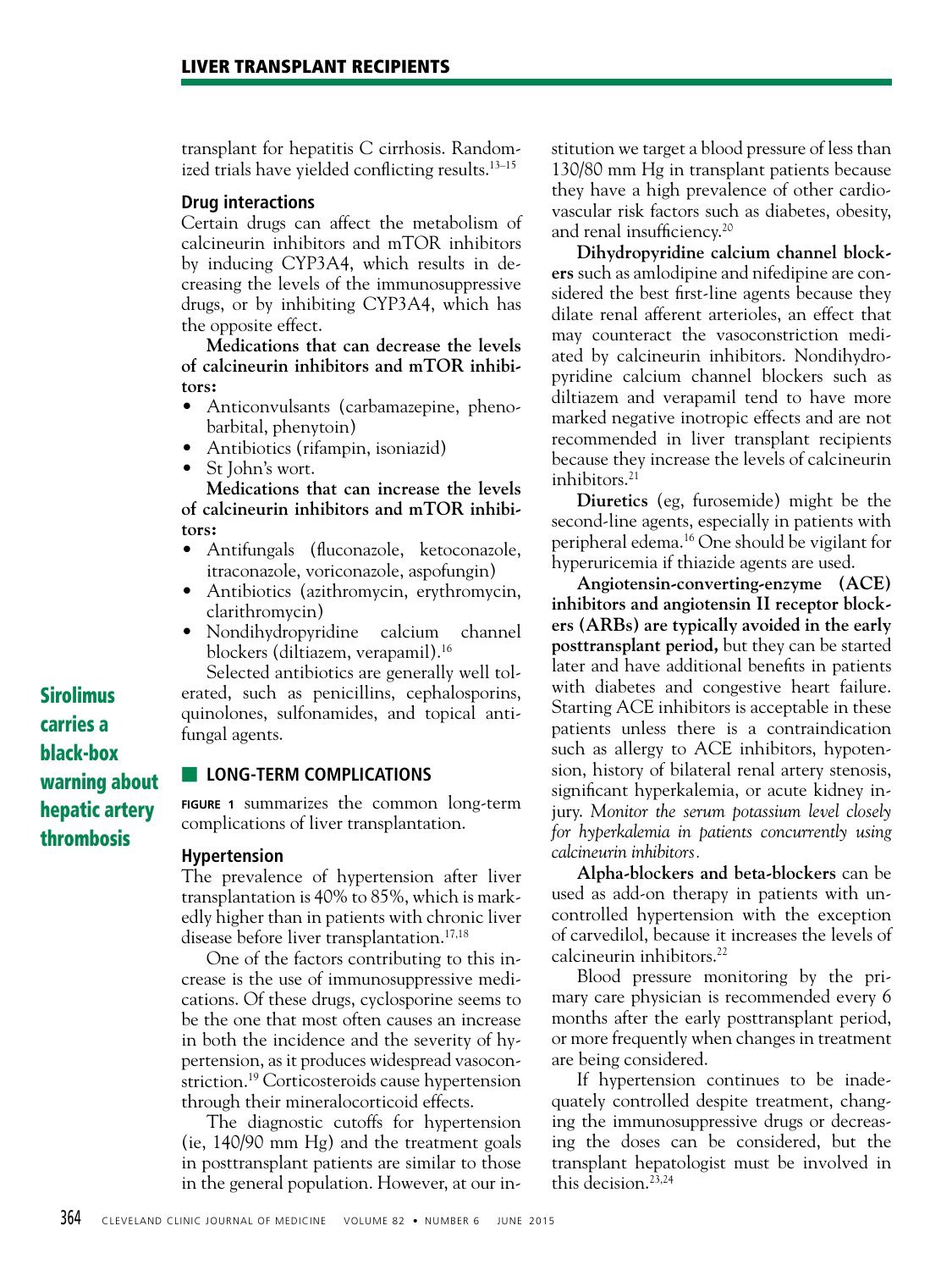transplant for hepatitis C cirrhosis. Randomized trials have yielded conflicting results.[13–15]

### Drug interactions

Certain drugs can affect the metabolism of calcineurin inhibitors and mTOR inhibitors by inducing CYP3A4, which results in decreasing the levels of the immunosuppressive drugs, or by inhibiting CYP3A4, which has the opposite effect.

**Medications that can decrease the levels of calcineurin inhibitors and mTOR inhibitors:**

- Anticonvulsants (carbamazepine, phenobarbital, phenytoin)
- Antibiotics (rifampin, isoniazid)
- St John's wort.

**Medications that can increase the levels of calcineurin inhibitors and mTOR inhibitors:**

- Antifungals (fluconazole, ketoconazole, itraconazole, voriconazole, aspofungin)
- Antibiotics (azithromycin, erythromycin, clarithromycin)
- Nondihydropyridine calcium channel blockers (diltiazem, verapamil).[16]

Selected antibiotics are generally well tolerated, such as penicillins, cephalosporins, quinolones, sulfonamides, and topical antifungal agents.

**Sirolimus carries a black-box warning about hepatic artery thrombosis**

## LONG-TERM COMPLICATIONS

**FIGURE 1** summarizes the common long-term complications of liver transplantation.

### Hypertension

The prevalence of hypertension after liver transplantation is 40% to 85%, which is markedly higher than in patients with chronic liver disease before liver transplantation.[17,18]

One of the factors contributing to this increase is the use of immunosuppressive medications. Of these drugs, cyclosporine seems to be the one that most often causes an increase in both the incidence and the severity of hypertension, as it produces widespread vasoconstriction.[19] Corticosteroids cause hypertension through their mineralocorticoid effects.

The diagnostic cutoffs for hypertension (ie, 140/90 mm Hg) and the treatment goals in posttransplant patients are similar to those in the general population. However, at our institution we target a blood pressure of less than 130/80 mm Hg in transplant patients because they have a high prevalence of other cardiovascular risk factors such as diabetes, obesity, and renal insufficiency.[20]

**Dihydropyridine calcium channel blockers** such as amlodipine and nifedipine are considered the best first-line agents because they dilate renal afferent arterioles, an effect that may counteract the vasoconstriction mediated by calcineurin inhibitors. Nondihydropyridine calcium channel blockers such as diltiazem and verapamil tend to have more marked negative inotropic effects and are not recommended in liver transplant recipients because they increase the levels of calcineurin inhibitors.[21]

**Diuretics** (eg, furosemide) might be the second-line agents, especially in patients with peripheral edema.[16] One should be vigilant for hyperuricemia if thiazide agents are used.

**Angiotensin-converting-enzyme (ACE) inhibitors and angiotensin II receptor blockers (ARBs) are typically avoided in the early posttransplant period,** but they can be started later and have additional benefits in patients with diabetes and congestive heart failure. Starting ACE inhibitors is acceptable in these patients unless there is a contraindication such as allergy to ACE inhibitors, hypotension, history of bilateral renal artery stenosis, significant hyperkalemia, or acute kidney injury. *Monitor the serum potassium level closely for hyperkalemia in patients concurrently using calcineurin inhibitors.*

**Alpha-blockers and beta-blockers** can be used as add-on therapy in patients with uncontrolled hypertension with the exception of carvedilol, because it increases the levels of calcineurin inhibitors.[22]

Blood pressure monitoring by the primary care physician is recommended every 6 months after the early posttransplant period, or more frequently when changes in treatment are being considered.

If hypertension continues to be inadequately controlled despite treatment, changing the immunosuppressive drugs or decreasing the doses can be considered, but the transplant hepatologist must be involved in this decision.[23,24]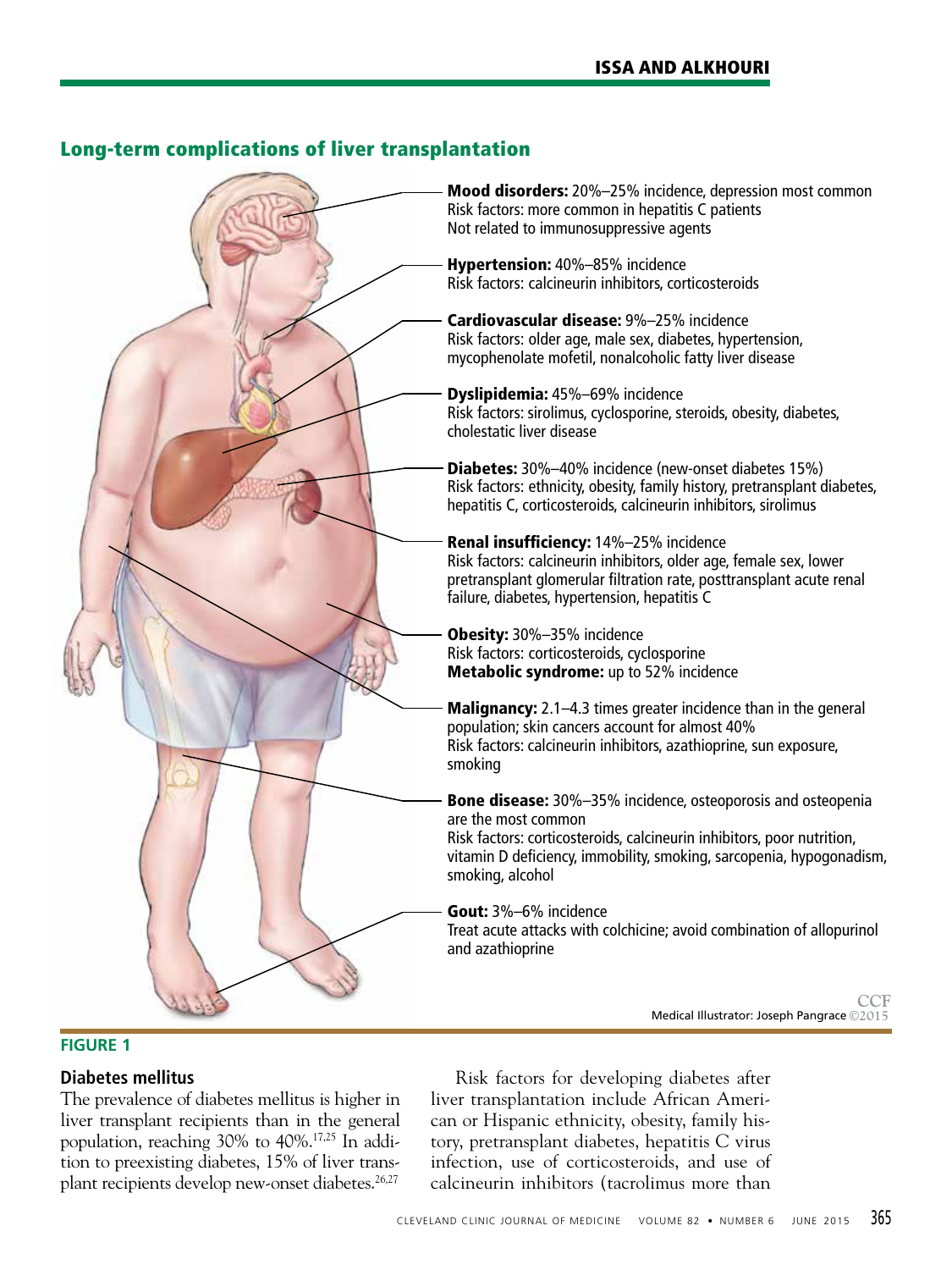## Long-term complications of liver transplantation

**Mood disorders:** 20%–25% incidence, depression most common
Risk factors: more common in hepatitis C patients
Not related to immunosuppressive agents

**Hypertension:** 40%–85% incidence
Risk factors: calcineurin inhibitors, corticosteroids

**Cardiovascular disease:** 9%–25% incidence
Risk factors: older age, male sex, diabetes, hypertension, mycophenolate mofetil, nonalcoholic fatty liver disease

**Dyslipidemia:** 45%–69% incidence
Risk factors: sirolimus, cyclosporine, steroids, obesity, diabetes, cholestatic liver disease

**Diabetes:** 30%–40% incidence (new-onset diabetes 15%)
Risk factors: ethnicity, obesity, family history, pretransplant diabetes, hepatitis C, corticosteroids, calcineurin inhibitors, sirolimus

**Renal insufficiency:** 14%–25% incidence
Risk factors: calcineurin inhibitors, older age, female sex, lower pretransplant glomerular filtration rate, posttransplant acute renal failure, diabetes, hypertension, hepatitis C

**Obesity:** 30%–35% incidence
Risk factors: corticosteroids, cyclosporine
**Metabolic syndrome:** up to 52% incidence

**Malignancy:** 2.1–4.3 times greater incidence than in the general population; skin cancers account for almost 40%
Risk factors: calcineurin inhibitors, azathioprine, sun exposure, smoking

**Bone disease:** 30%–35% incidence, osteoporosis and osteopenia are the most common
Risk factors: corticosteroids, calcineurin inhibitors, poor nutrition, vitamin D deficiency, immobility, smoking, sarcopenia, hypogonadism, smoking, alcohol

**Gout:** 3%–6% incidence
Treat acute attacks with colchicine; avoid combination of allopurinol and azathioprine

Medical Illustrator: Joseph Pangrace ©2015

**FIGURE 1**

### Diabetes mellitus

The prevalence of diabetes mellitus is higher in liver transplant recipients than in the general population, reaching 30% to 40%.[17,25] In addition to preexisting diabetes, 15% of liver transplant recipients develop new-onset diabetes.[26,27]

Risk factors for developing diabetes after liver transplantation include African American or Hispanic ethnicity, obesity, family history, pretransplant diabetes, hepatitis C virus infection, use of corticosteroids, and use of calcineurin inhibitors (tacrolimus more than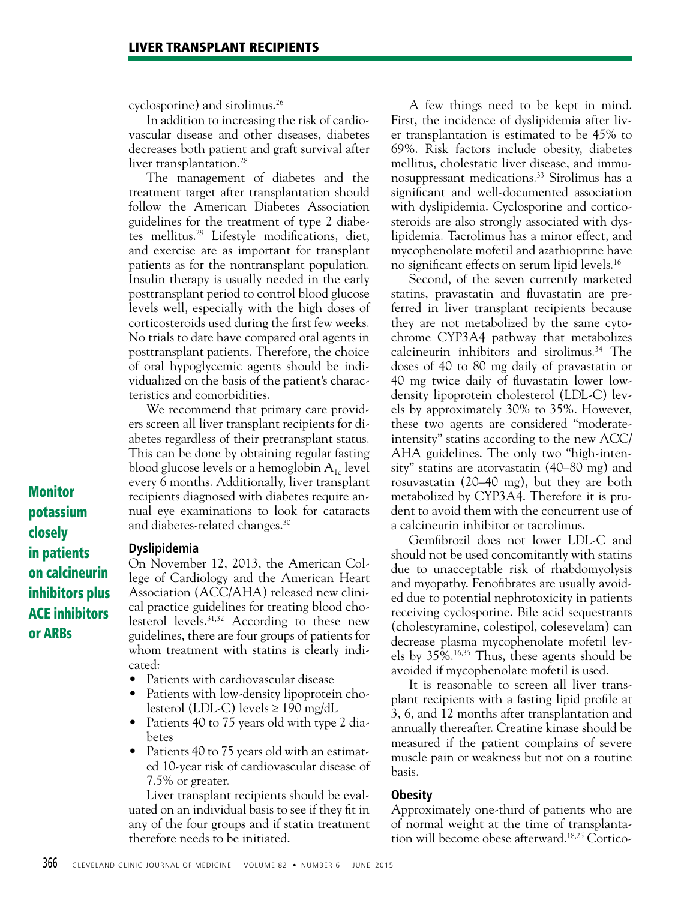cyclosporine) and sirolimus.[26]

In addition to increasing the risk of cardiovascular disease and other diseases, diabetes decreases both patient and graft survival after liver transplantation.[28]

The management of diabetes and the treatment target after transplantation should follow the American Diabetes Association guidelines for the treatment of type 2 diabetes mellitus.[29] Lifestyle modifications, diet, and exercise are as important for transplant patients as for the nontransplant population. Insulin therapy is usually needed in the early posttransplant period to control blood glucose levels well, especially with the high doses of corticosteroids used during the first few weeks. No trials to date have compared oral agents in posttransplant patients. Therefore, the choice of oral hypoglycemic agents should be individualized on the basis of the patient's characteristics and comorbidities.

We recommend that primary care providers screen all liver transplant recipients for diabetes regardless of their pretransplant status. This can be done by obtaining regular fasting blood glucose levels or a hemoglobin $A_{1c}$ level every 6 months. Additionally, liver transplant recipients diagnosed with diabetes require annual eye examinations to look for cataracts and diabetes-related changes.[30]

**Monitor potassium closely in patients on calcineurin inhibitors plus ACE inhibitors or ARBs**

### Dyslipidemia

On November 12, 2013, the American College of Cardiology and the American Heart Association (ACC/AHA) released new clinical practice guidelines for treating blood cholesterol levels.[31,32] According to these new guidelines, there are four groups of patients for whom treatment with statins is clearly indicated:

- Patients with cardiovascular disease
- Patients with low-density lipoprotein cholesterol (LDL-C) levels ≥ 190 mg/dL
- Patients 40 to 75 years old with type 2 diabetes
- Patients 40 to 75 years old with an estimated 10-year risk of cardiovascular disease of 7.5% or greater.

Liver transplant recipients should be evaluated on an individual basis to see if they fit in any of the four groups and if statin treatment therefore needs to be initiated.

A few things need to be kept in mind. First, the incidence of dyslipidemia after liver transplantation is estimated to be 45% to 69%. Risk factors include obesity, diabetes mellitus, cholestatic liver disease, and immunosuppressant medications.[33] Sirolimus has a significant and well-documented association with dyslipidemia. Cyclosporine and corticosteroids are also strongly associated with dyslipidemia. Tacrolimus has a minor effect, and mycophenolate mofetil and azathioprine have no significant effects on serum lipid levels.[16]

Second, of the seven currently marketed statins, pravastatin and fluvastatin are preferred in liver transplant recipients because they are not metabolized by the same cytochrome CYP3A4 pathway that metabolizes calcineurin inhibitors and sirolimus.[34] The doses of 40 to 80 mg daily of pravastatin or 40 mg twice daily of fluvastatin lower low-density lipoprotein cholesterol (LDL-C) levels by approximately 30% to 35%. However, these two agents are considered "moderate-intensity" statins according to the new ACC/AHA guidelines. The only two "high-intensity" statins are atorvastatin (40–80 mg) and rosuvastatin (20–40 mg), but they are both metabolized by CYP3A4. Therefore it is prudent to avoid them with the concurrent use of a calcineurin inhibitor or tacrolimus.

Gemfibrozil does not lower LDL-C and should not be used concomitantly with statins due to unacceptable risk of rhabdomyolysis and myopathy. Fenofibrates are usually avoided due to potential nephrotoxicity in patients receiving cyclosporine. Bile acid sequestrants (cholestyramine, colestipol, colesevelam) can decrease plasma mycophenolate mofetil levels by 35%.[16,35] Thus, these agents should be avoided if mycophenolate mofetil is used.

It is reasonable to screen all liver transplant recipients with a fasting lipid profile at 3, 6, and 12 months after transplantation and annually thereafter. Creatine kinase should be measured if the patient complains of severe muscle pain or weakness but not on a routine basis.

### Obesity

Approximately one-third of patients who are of normal weight at the time of transplantation will become obese afterward.[18,25] Cortico-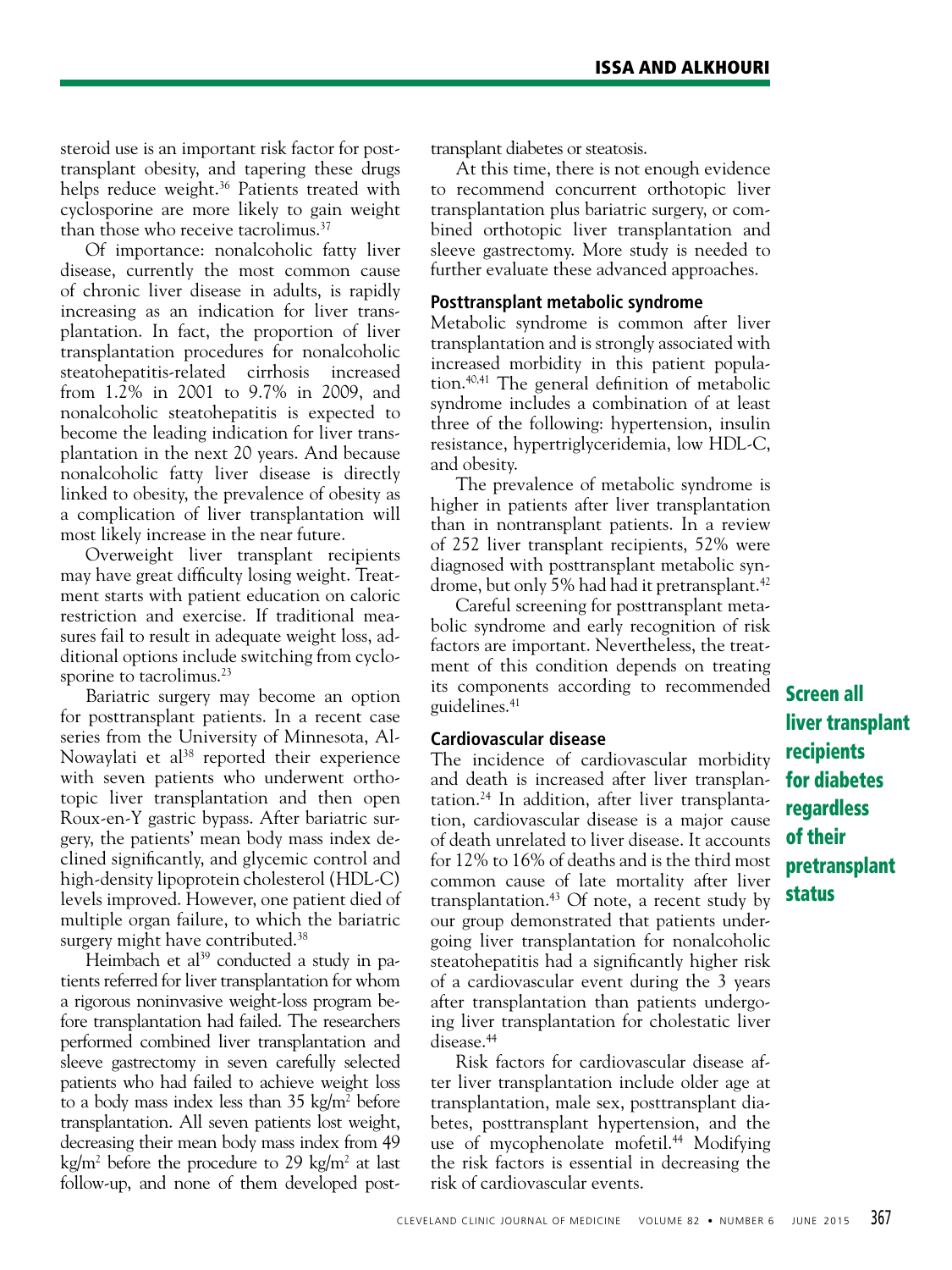steroid use is an important risk factor for posttransplant obesity, and tapering these drugs helps reduce weight.[36] Patients treated with cyclosporine are more likely to gain weight than those who receive tacrolimus.[37]

Of importance: nonalcoholic fatty liver disease, currently the most common cause of chronic liver disease in adults, is rapidly increasing as an indication for liver transplantation. In fact, the proportion of liver transplantation procedures for nonalcoholic steatohepatitis-related cirrhosis increased from 1.2% in 2001 to 9.7% in 2009, and nonalcoholic steatohepatitis is expected to become the leading indication for liver transplantation in the next 20 years. And because nonalcoholic fatty liver disease is directly linked to obesity, the prevalence of obesity as a complication of liver transplantation will most likely increase in the near future.

Overweight liver transplant recipients may have great difficulty losing weight. Treatment starts with patient education on caloric restriction and exercise. If traditional measures fail to result in adequate weight loss, additional options include switching from cyclosporine to tacrolimus.[23]

Bariatric surgery may become an option for posttransplant patients. In a recent case series from the University of Minnesota, Al-Nowaylati et al[38] reported their experience with seven patients who underwent orthotopic liver transplantation and then open Roux-en-Y gastric bypass. After bariatric surgery, the patients' mean body mass index declined significantly, and glycemic control and high-density lipoprotein cholesterol (HDL-C) levels improved. However, one patient died of multiple organ failure, to which the bariatric surgery might have contributed.[38]

Heimbach et al[39] conducted a study in patients referred for liver transplantation for whom a rigorous noninvasive weight-loss program before transplantation had failed. The researchers performed combined liver transplantation and sleeve gastrectomy in seven carefully selected patients who had failed to achieve weight loss to a body mass index less than 35 kg/m$^2$ before transplantation. All seven patients lost weight, decreasing their mean body mass index from 49 kg/m$^2$ before the procedure to 29 kg/m$^2$ at last follow-up, and none of them developed posttransplant diabetes or steatosis.

At this time, there is not enough evidence to recommend concurrent orthotopic liver transplantation plus bariatric surgery, or combined orthotopic liver transplantation and sleeve gastrectomy. More study is needed to further evaluate these advanced approaches.

### Posttransplant metabolic syndrome

Metabolic syndrome is common after liver transplantation and is strongly associated with increased morbidity in this patient population.[40,41] The general definition of metabolic syndrome includes a combination of at least three of the following: hypertension, insulin resistance, hypertriglyceridemia, low HDL-C, and obesity.

The prevalence of metabolic syndrome is higher in patients after liver transplantation than in nontransplant patients. In a review of 252 liver transplant recipients, 52% were diagnosed with posttransplant metabolic syndrome, but only 5% had had it pretransplant.[42]

Careful screening for posttransplant metabolic syndrome and early recognition of risk factors are important. Nevertheless, the treatment of this condition depends on treating its components according to recommended guidelines.[41]

**Screen all liver transplant recipients for diabetes regardless of their pretransplant status**

### Cardiovascular disease

The incidence of cardiovascular morbidity and death is increased after liver transplantation.[24] In addition, after liver transplantation, cardiovascular disease is a major cause of death unrelated to liver disease. It accounts for 12% to 16% of deaths and is the third most common cause of late mortality after liver transplantation.[43] Of note, a recent study by our group demonstrated that patients undergoing liver transplantation for nonalcoholic steatohepatitis had a significantly higher risk of a cardiovascular event during the 3 years after transplantation than patients undergoing liver transplantation for cholestatic liver disease.[44]

Risk factors for cardiovascular disease after liver transplantation include older age at transplantation, male sex, posttransplant diabetes, posttransplant hypertension, and the use of mycophenolate mofetil.[44] Modifying the risk factors is essential in decreasing the risk of cardiovascular events.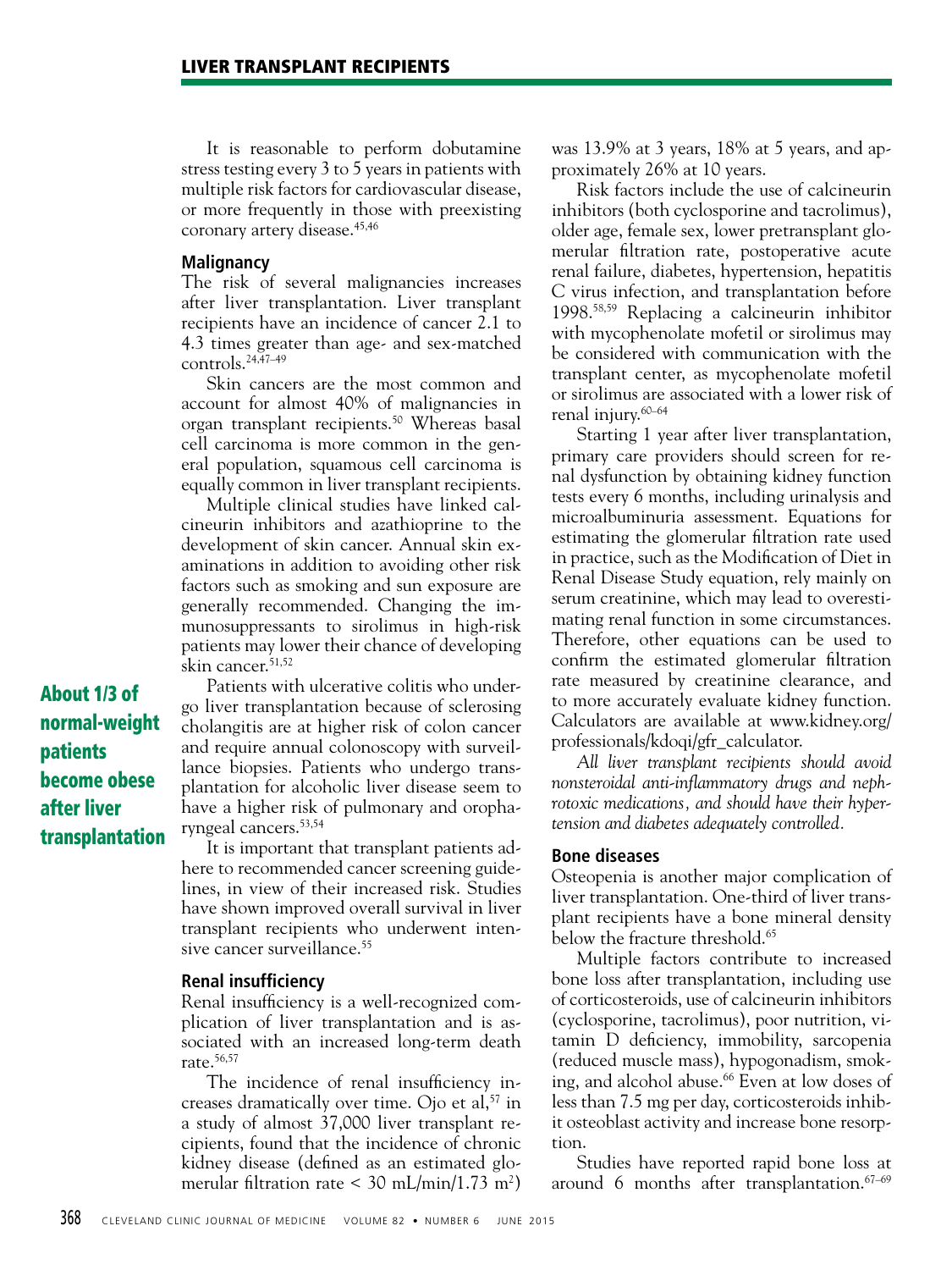It is reasonable to perform dobutamine stress testing every 3 to 5 years in patients with multiple risk factors for cardiovascular disease, or more frequently in those with preexisting coronary artery disease.[45,46]

### Malignancy

The risk of several malignancies increases after liver transplantation. Liver transplant recipients have an incidence of cancer 2.1 to 4.3 times greater than age- and sex-matched controls.[24,47–49]

Skin cancers are the most common and account for almost 40% of malignancies in organ transplant recipients.[50] Whereas basal cell carcinoma is more common in the general population, squamous cell carcinoma is equally common in liver transplant recipients.

Multiple clinical studies have linked calcineurin inhibitors and azathioprine to the development of skin cancer. Annual skin examinations in addition to avoiding other risk factors such as smoking and sun exposure are generally recommended. Changing the immunosuppressants to sirolimus in high-risk patients may lower their chance of developing skin cancer.[51,52]

**About 1/3 of normal-weight patients become obese after liver transplantation**

Patients with ulcerative colitis who undergo liver transplantation because of sclerosing cholangitis are at higher risk of colon cancer and require annual colonoscopy with surveillance biopsies. Patients who undergo transplantation for alcoholic liver disease seem to have a higher risk of pulmonary and oropharyngeal cancers.[53,54]

It is important that transplant patients adhere to recommended cancer screening guidelines, in view of their increased risk. Studies have shown improved overall survival in liver transplant recipients who underwent intensive cancer surveillance.[55]

### Renal insufficiency

Renal insufficiency is a well-recognized complication of liver transplantation and is associated with an increased long-term death rate.[56,57]

The incidence of renal insufficiency increases dramatically over time. Ojo et al,[57] in a study of almost 37,000 liver transplant recipients, found that the incidence of chronic kidney disease (defined as an estimated glomerular filtration rate < 30 mL/min/1.73 m$^2$) was 13.9% at 3 years, 18% at 5 years, and approximately 26% at 10 years.

Risk factors include the use of calcineurin inhibitors (both cyclosporine and tacrolimus), older age, female sex, lower pretransplant glomerular filtration rate, postoperative acute renal failure, diabetes, hypertension, hepatitis C virus infection, and transplantation before 1998.[58,59] Replacing a calcineurin inhibitor with mycophenolate mofetil or sirolimus may be considered with communication with the transplant center, as mycophenolate mofetil or sirolimus are associated with a lower risk of renal injury.[60–64]

Starting 1 year after liver transplantation, primary care providers should screen for renal dysfunction by obtaining kidney function tests every 6 months, including urinalysis and microalbuminuria assessment. Equations for estimating the glomerular filtration rate used in practice, such as the Modification of Diet in Renal Disease Study equation, rely mainly on serum creatinine, which may lead to overestimating renal function in some circumstances. Therefore, other equations can be used to confirm the estimated glomerular filtration rate measured by creatinine clearance, and to more accurately evaluate kidney function. Calculators are available at www.kidney.org/professionals/kdoqi/gfr_calculator.

*All liver transplant recipients should avoid nonsteroidal anti-inflammatory drugs and nephrotoxic medications, and should have their hypertension and diabetes adequately controlled.*

### Bone diseases

Osteopenia is another major complication of liver transplantation. One-third of liver transplant recipients have a bone mineral density below the fracture threshold.[65]

Multiple factors contribute to increased bone loss after transplantation, including use of corticosteroids, use of calcineurin inhibitors (cyclosporine, tacrolimus), poor nutrition, vitamin D deficiency, immobility, sarcopenia (reduced muscle mass), hypogonadism, smoking, and alcohol abuse.[66] Even at low doses of less than 7.5 mg per day, corticosteroids inhibit osteoblast activity and increase bone resorption.

Studies have reported rapid bone loss at around 6 months after transplantation.[67–69]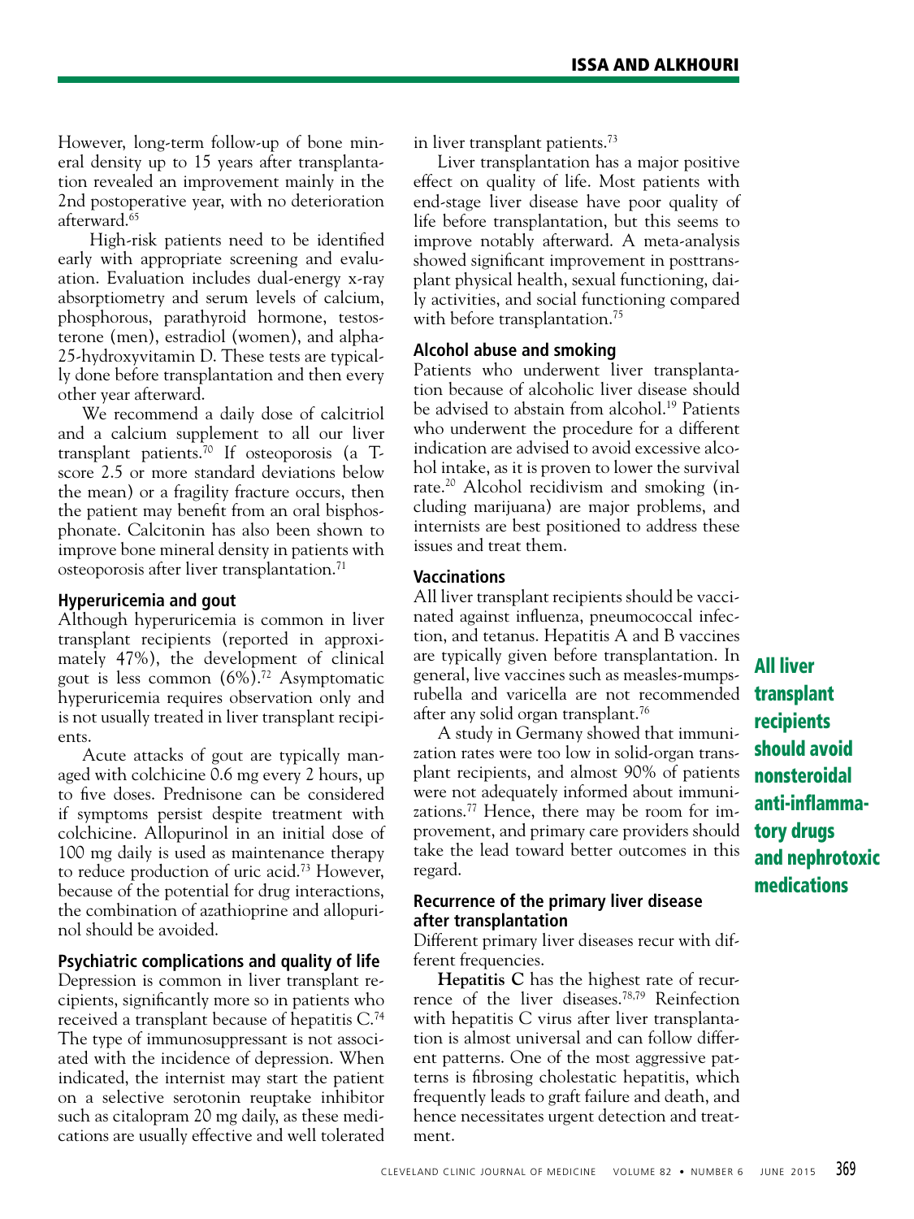However, long-term follow-up of bone mineral density up to 15 years after transplantation revealed an improvement mainly in the 2nd postoperative year, with no deterioration afterward.[65]

High-risk patients need to be identified early with appropriate screening and evaluation. Evaluation includes dual-energy x-ray absorptiometry and serum levels of calcium, phosphorous, parathyroid hormone, testosterone (men), estradiol (women), and alpha-25-hydroxyvitamin D. These tests are typically done before transplantation and then every other year afterward.

We recommend a daily dose of calcitriol and a calcium supplement to all our liver transplant patients.[70] If osteoporosis (a T-score 2.5 or more standard deviations below the mean) or a fragility fracture occurs, then the patient may benefit from an oral bisphosphonate. Calcitonin has also been shown to improve bone mineral density in patients with osteoporosis after liver transplantation.[71]

### Hyperuricemia and gout

Although hyperuricemia is common in liver transplant recipients (reported in approximately 47%), the development of clinical gout is less common (6%).[72] Asymptomatic hyperuricemia requires observation only and is not usually treated in liver transplant recipients.

Acute attacks of gout are typically managed with colchicine 0.6 mg every 2 hours, up to five doses. Prednisone can be considered if symptoms persist despite treatment with colchicine. Allopurinol in an initial dose of 100 mg daily is used as maintenance therapy to reduce production of uric acid.[73] However, because of the potential for drug interactions, the combination of azathioprine and allopurinol should be avoided.

### Psychiatric complications and quality of life

Depression is common in liver transplant recipients, significantly more so in patients who received a transplant because of hepatitis C.[74] The type of immunosuppressant is not associated with the incidence of depression. When indicated, the internist may start the patient on a selective serotonin reuptake inhibitor such as citalopram 20 mg daily, as these medications are usually effective and well tolerated in liver transplant patients.[73]

Liver transplantation has a major positive effect on quality of life. Most patients with end-stage liver disease have poor quality of life before transplantation, but this seems to improve notably afterward. A meta-analysis showed significant improvement in posttransplant physical health, sexual functioning, daily activities, and social functioning compared with before transplantation.[75]

### Alcohol abuse and smoking

Patients who underwent liver transplantation because of alcoholic liver disease should be advised to abstain from alcohol.[19] Patients who underwent the procedure for a different indication are advised to avoid excessive alcohol intake, as it is proven to lower the survival rate.[20] Alcohol recidivism and smoking (including marijuana) are major problems, and internists are best positioned to address these issues and treat them.

### Vaccinations

All liver transplant recipients should be vaccinated against influenza, pneumococcal infection, and tetanus. Hepatitis A and B vaccines are typically given before transplantation. In general, live vaccines such as measles-mumps-rubella and varicella are not recommended after any solid organ transplant.[76]

A study in Germany showed that immunization rates were too low in solid-organ transplant recipients, and almost 90% of patients were not adequately informed about immunizations.[77] Hence, there may be room for improvement, and primary care providers should take the lead toward better outcomes in this regard.

**All liver transplant recipients should avoid nonsteroidal anti-inflammatory drugs and nephrotoxic medications**

### Recurrence of the primary liver disease after transplantation

Different primary liver diseases recur with different frequencies.

**Hepatitis C** has the highest rate of recurrence of the liver diseases.[78,79] Reinfection with hepatitis C virus after liver transplantation is almost universal and can follow different patterns. One of the most aggressive patterns is fibrosing cholestatic hepatitis, which frequently leads to graft failure and death, and hence necessitates urgent detection and treatment.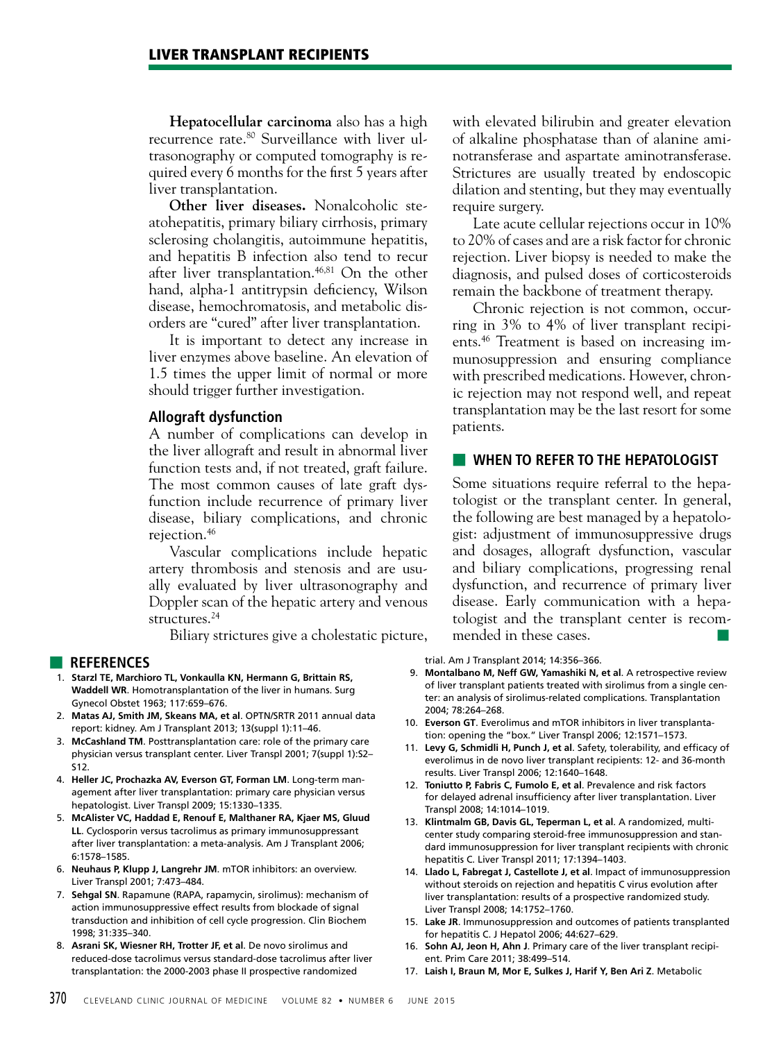**Hepatocellular carcinoma** also has a high recurrence rate.[80] Surveillance with liver ultrasonography or computed tomography is required every 6 months for the first 5 years after liver transplantation.

**Other liver diseases.** Nonalcoholic steatohepatitis, primary biliary cirrhosis, primary sclerosing cholangitis, autoimmune hepatitis, and hepatitis B infection also tend to recur after liver transplantation.[46,81] On the other hand, alpha-1 antitrypsin deficiency, Wilson disease, hemochromatosis, and metabolic disorders are "cured" after liver transplantation.

It is important to detect any increase in liver enzymes above baseline. An elevation of 1.5 times the upper limit of normal or more should trigger further investigation.

### Allograft dysfunction

A number of complications can develop in the liver allograft and result in abnormal liver function tests and, if not treated, graft failure. The most common causes of late graft dysfunction include recurrence of primary liver disease, biliary complications, and chronic rejection.[46]

Vascular complications include hepatic artery thrombosis and stenosis and are usually evaluated by liver ultrasonography and Doppler scan of the hepatic artery and venous structures.[24]

Biliary strictures give a cholestatic picture, with elevated bilirubin and greater elevation of alkaline phosphatase than of alanine aminotransferase and aspartate aminotransferase. Strictures are usually treated by endoscopic dilation and stenting, but they may eventually require surgery.

Late acute cellular rejections occur in 10% to 20% of cases and are a risk factor for chronic rejection. Liver biopsy is needed to make the diagnosis, and pulsed doses of corticosteroids remain the backbone of treatment therapy.

Chronic rejection is not common, occurring in 3% to 4% of liver transplant recipients.[46] Treatment is based on increasing immunosuppression and ensuring compliance with prescribed medications. However, chronic rejection may not respond well, and repeat transplantation may be the last resort for some patients.

## WHEN TO REFER TO THE HEPATOLOGIST

Some situations require referral to the hepatologist or the transplant center. In general, the following are best managed by a hepatologist: adjustment of immunosuppressive drugs and dosages, allograft dysfunction, vascular and biliary complications, progressing renal dysfunction, and recurrence of primary liver disease. Early communication with a hepatologist and the transplant center is recommended in these cases.

## REFERENCES

1. **Starzl TE, Marchioro TL, Vonkaulla KN, Hermann G, Brittain RS, Waddell WR**. Homotransplantation of the liver in humans. Surg Gynecol Obstet 1963; 117:659–676.
2. **Matas AJ, Smith JM, Skeans MA, et al**. OPTN/SRTR 2011 annual data report: kidney. Am J Transplant 2013; 13(suppl 1):11–46.
3. **McCashland TM**. Posttransplantation care: role of the primary care physician versus transplant center. Liver Transpl 2001; 7(suppl 1):S2–S12.
4. **Heller JC, Prochazka AV, Everson GT, Forman LM**. Long-term management after liver transplantation: primary care physician versus hepatologist. Liver Transpl 2009; 15:1330–1335.
5. **McAlister VC, Haddad E, Renouf E, Malthaner RA, Kjaer MS, Gluud LL**. Cyclosporin versus tacrolimus as primary immunosuppressant after liver transplantation: a meta-analysis. Am J Transplant 2006; 6:1578–1585.
6. **Neuhaus P, Klupp J, Langrehr JM**. mTOR inhibitors: an overview. Liver Transpl 2001; 7:473–484.
7. **Sehgal SN**. Rapamune (RAPA, rapamycin, sirolimus): mechanism of action immunosuppressive effect results from blockade of signal transduction and inhibition of cell cycle progression. Clin Biochem 1998; 31:335–340.
8. **Asrani SK, Wiesner RH, Trotter JF, et al**. De novo sirolimus and reduced-dose tacrolimus versus standard-dose tacrolimus after liver transplantation: the 2000-2003 phase II prospective randomized trial. Am J Transplant 2014; 14:356–366.
9. **Montalbano M, Neff GW, Yamashiki N, et al**. A retrospective review of liver transplant patients treated with sirolimus from a single center: an analysis of sirolimus-related complications. Transplantation 2004; 78:264–268.
10. **Everson GT**. Everolimus and mTOR inhibitors in liver transplantation: opening the "box." Liver Transpl 2006; 12:1571–1573.
11. **Levy G, Schmidli H, Punch J, et al**. Safety, tolerability, and efficacy of everolimus in de novo liver transplant recipients: 12- and 36-month results. Liver Transpl 2006; 12:1640–1648.
12. **Toniutto P, Fabris C, Fumolo E, et al**. Prevalence and risk factors for delayed adrenal insufficiency after liver transplantation. Liver Transpl 2008; 14:1014–1019.
13. **Klintmalm GB, Davis GL, Teperman L, et al**. A randomized, multicenter study comparing steroid-free immunosuppression and standard immunosuppression for liver transplant recipients with chronic hepatitis C. Liver Transpl 2011; 17:1394–1403.
14. **Llado L, Fabregat J, Castellote J, et al**. Impact of immunosuppression without steroids on rejection and hepatitis C virus evolution after liver transplantation: results of a prospective randomized study. Liver Transpl 2008; 14:1752–1760.
15. **Lake JR**. Immunosuppression and outcomes of patients transplanted for hepatitis C. J Hepatol 2006; 44:627–629.
16. **Sohn AJ, Jeon H, Ahn J**. Primary care of the liver transplant recipient. Prim Care 2011; 38:499–514.
17. **Laish I, Braun M, Mor E, Sulkes J, Harif Y, Ben Ari Z**. Metabolic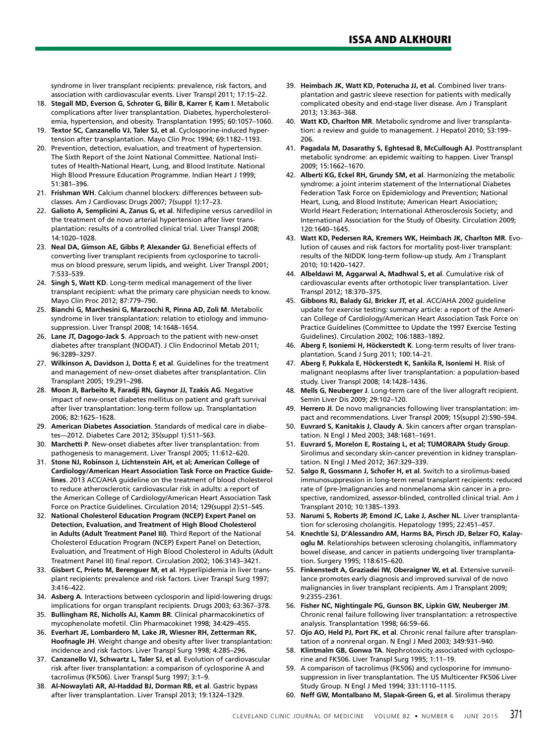syndrome in liver transplant recipients: prevalence, risk factors, and association with cardiovascular events. Liver Transpl 2011; 17:15–22.

18. **Stegall MD, Everson G, Schroter G, Bilir B, Karrer F, Kam I**. Metabolic complications after liver transplantation. Diabetes, hypercholesterolemia, hypertension, and obesity. Transplantation 1995; 60:1057–1060.
19. **Textor SC, Canzanello VJ, Taler SJ, et al**. Cyclosporine-induced hypertension after transplantation. Mayo Clin Proc 1994; 69:1182–1193.
20. Prevention, detection, evaluation, and treatment of hypertension. The Sixth Report of the Joint National Committee. National Institutes of Health-National Heart, Lung, and Blood Institute. National High Blood Pressure Education Programme. Indian Heart J 1999; 51:381–396.
21. **Frishman WH**. Calcium channel blockers: differences between subclasses. Am J Cardiovasc Drugs 2007; 7(suppl 1):17–23.
22. **Galioto A, Semplicini A, Zanus G, et al**. Nifedipine versus carvedilol in the treatment of de novo arterial hypertension after liver transplantation: results of a controlled clinical trial. Liver Transpl 2008; 14:1020–1028.
23. **Neal DA, Gimson AE, Gibbs P, Alexander GJ**. Beneficial effects of converting liver transplant recipients from cyclosporine to tacrolimus on blood pressure, serum lipids, and weight. Liver Transpl 2001; 7:533–539.
24. **Singh S, Watt KD**. Long-term medical management of the liver transplant recipient: what the primary care physician needs to know. Mayo Clin Proc 2012; 87:779–790.
25. **Bianchi G, Marchesini G, Marzocchi R, Pinna AD, Zoli M**. Metabolic syndrome in liver transplantation: relation to etiology and immunosuppression. Liver Transpl 2008; 14:1648–1654.
26. **Lane JT, Dagogo-Jack S**. Approach to the patient with new-onset diabetes after transplant (NODAT). J Clin Endocrinol Metab 2011; 96:3289–3297.
27. **Wilkinson A, Davidson J, Dotta F, et al**. Guidelines for the treatment and management of new-onset diabetes after transplantation. Clin Transplant 2005; 19:291–298.
28. **Moon JI, Barbeito R, Faradji RN, Gaynor JJ, Tzakis AG**. Negative impact of new-onset diabetes mellitus on patient and graft survival after liver transplantation: long-term follow up. Transplantation 2006; 82:1625–1628.
29. **American Diabetes Association**. Standards of medical care in diabetes—2012. Diabetes Care 2012; 35(suppl 1):S11–S63.
30. **Marchetti P**. New-onset diabetes after liver transplantation: from pathogenesis to management. Liver Transpl 2005; 11:612–620.
31. **Stone NJ, Robinson J, Lichtenstein AH, et al; American College of Cardiology/American Heart Association Task Force on Practice Guidelines**. 2013 ACC/AHA guideline on the treatment of blood cholesterol to reduce atherosclerotic cardiovascular risk in adults: a report of the American College of Cardiology/American Heart Association Task Force on Practice Guidelines. Circulation 2014; 129(suppl 2):S1–S45.
32. **National Cholesterol Education Program (NCEP) Expert Panel on Detection, Evaluation, and Treatment of High Blood Cholesterol in Adults (Adult Treatment Panel III)**. Third Report of the National Cholesterol Education Program (NCEP) Expert Panel on Detection, Evaluation, and Treatment of High Blood Cholesterol in Adults (Adult Treatment Panel III) final report. Circulation 2002; 106:3143–3421.
33. **Gisbert C, Prieto M, Berenguer M, et al**. Hyperlipidemia in liver transplant recipients: prevalence and risk factors. Liver Transpl Surg 1997; 3:416–422.
34. **Asberg A**. Interactions between cyclosporin and lipid-lowering drugs: implications for organ transplant recipients. Drugs 2003; 63:367–378.
35. **Bullingham RE, Nicholls AJ, Kamm BR**. Clinical pharmacokinetics of mycophenolate mofetil. Clin Pharmacokinet 1998; 34:429–455.
36. **Everhart JE, Lombardero M, Lake JR, Wiesner RH, Zetterman RK, Hoofnagle JH**. Weight change and obesity after liver transplantation: incidence and risk factors. Liver Transpl Surg 1998; 4:285–296.
37. **Canzanello VJ, Schwartz L, Taler SJ, et al**. Evolution of cardiovascular risk after liver transplantation: a comparison of cyclosporine A and tacrolimus (FK506). Liver Transpl Surg 1997; 3:1–9.
38. **Al-Nowaylati AR, Al-Haddad BJ, Dorman RB, et al**. Gastric bypass after liver transplantation. Liver Transpl 2013; 19:1324–1329.
39. **Heimbach JK, Watt KD, Poterucha JJ, et al**. Combined liver transplantation and gastric sleeve resection for patients with medically complicated obesity and end-stage liver disease. Am J Transplant 2013; 13:363–368.
40. **Watt KD, Charlton MR**. Metabolic syndrome and liver transplantation: a review and guide to management. J Hepatol 2010; 53:199–206.
41. **Pagadala M, Dasarathy S, Eghtesad B, McCullough AJ**. Posttransplant metabolic syndrome: an epidemic waiting to happen. Liver Transpl 2009; 15:1662–1670.
42. **Alberti KG, Eckel RH, Grundy SM, et al**. Harmonizing the metabolic syndrome: a joint interim statement of the International Diabetes Federation Task Force on Epidemiology and Prevention; National Heart, Lung, and Blood Institute; American Heart Association; World Heart Federation; International Atherosclerosis Society; and International Association for the Study of Obesity. Circulation 2009; 120:1640–1645.
43. **Watt KD, Pedersen RA, Kremers WK, Heimbach JK, Charlton MR**. Evolution of causes and risk factors for mortality post-liver transplant: results of the NIDDK long-term follow-up study. Am J Transplant 2010; 10:1420–1427.
44. **Albeldawi M, Aggarwal A, Madhwal S, et al**. Cumulative risk of cardiovascular events after orthotopic liver transplantation. Liver Transpl 2012; 18:370–375.
45. **Gibbons RJ, Balady GJ, Bricker JT, et al**. ACC/AHA 2002 guideline update for exercise testing: summary article: a report of the American College of Cardiology/American Heart Association Task Force on Practice Guidelines (Committee to Update the 1997 Exercise Testing Guidelines). Circulation 2002; 106:1883–1892.
46. **Aberg F, Isoniemi H, Höckerstedt K**. Long-term results of liver transplantation. Scand J Surg 2011; 100:14–21.
47. **Aberg F, Pukkala E, Höckerstedt K, Sankila R, Isoniemi H**. Risk of malignant neoplasms after liver transplantation: a population-based study. Liver Transpl 2008; 14:1428–1436.
48. **Mells G, Neuberger J**. Long-term care of the liver allograft recipient. Semin Liver Dis 2009; 29:102–120.
49. **Herrero JI**. De novo malignancies following liver transplantation: impact and recommendations. Liver Transpl 2009; 15(suppl 2):S90–S94.
50. **Euvrard S, Kanitakis J, Claudy A**. Skin cancers after organ transplantation. N Engl J Med 2003; 348:1681–1691.
51. **Euvrard S, Morelon E, Rostaing L, et al; TUMORAPA Study Group**. Sirolimus and secondary skin-cancer prevention in kidney transplantation. N Engl J Med 2012; 367:329–339.
52. **Salgo R, Gossmann J, Schofer H, et al**. Switch to a sirolimus-based immunosuppression in long-term renal transplant recipients: reduced rate of (pre-)malignancies and nonmelanoma skin cancer in a prospective, randomized, assessor-blinded, controlled clinical trial. Am J Transplant 2010; 10:1385–1393.
53. **Narumi S, Roberts JP, Emond JC, Lake J, Ascher NL**. Liver transplantation for sclerosing cholangitis. Hepatology 1995; 22:451–457.
54. **Knechtle SJ, D'Alessandro AM, Harms BA, Pirsch JD, Belzer FO, Kalayoglu M**. Relationships between sclerosing cholangitis, inflammatory bowel disease, and cancer in patients undergoing liver transplantation. Surgery 1995; 118:615–620.
55. **Finkenstedt A, Graziadei IW, Oberaigner W, et al**. Extensive surveillance promotes early diagnosis and improved survival of de novo malignancies in liver transplant recipients. Am J Transplant 2009; 9:2355–2361.
56. **Fisher NC, Nightingale PG, Gunson BK, Lipkin GW, Neuberger JM**. Chronic renal failure following liver transplantation: a retrospective analysis. Transplantation 1998; 66:59–66.
57. **Ojo AO, Held PJ, Port FK, et al**. Chronic renal failure after transplantation of a nonrenal organ. N Engl J Med 2003; 349:931–940.
58. **Klintmalm GB, Gonwa TA**. Nephrotoxicity associated with cyclosporine and FK506. Liver Transpl Surg 1995; 1:11–19.
59. A comparison of tacrolimus (FK506) and cyclosporine for immunosuppression in liver transplantation. The US Multicenter FK506 Liver Study Group. N Engl J Med 1994; 331:1110–1115.
60. **Neff GW, Montalbano M, Slapak-Green G, et al**. Sirolimus therapy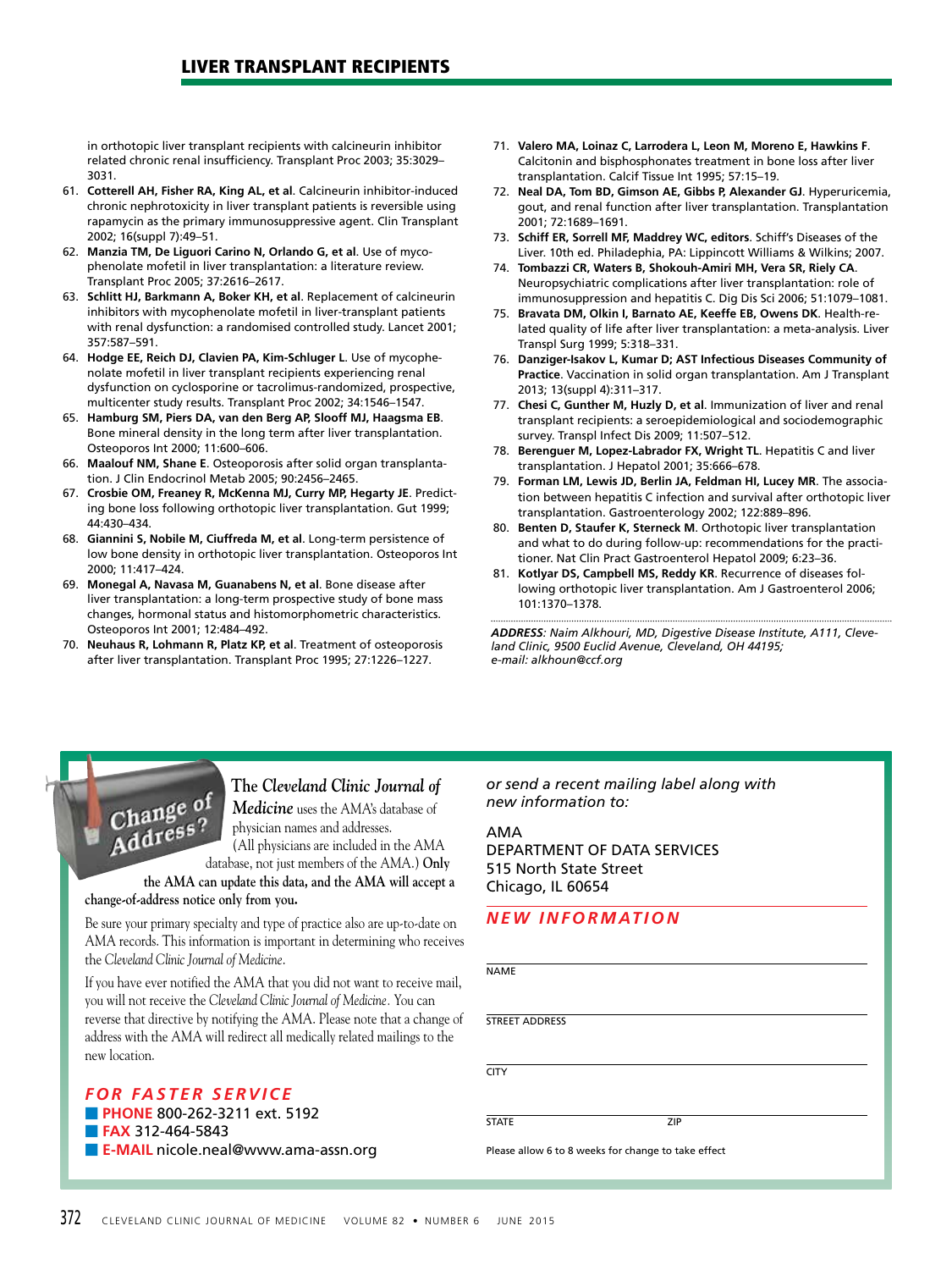in orthotopic liver transplant recipients with calcineurin inhibitor related chronic renal insufficiency. Transplant Proc 2003; 35:3029–3031.

61. **Cotterell AH, Fisher RA, King AL, et al**. Calcineurin inhibitor-induced chronic nephrotoxicity in liver transplant patients is reversible using rapamycin as the primary immunosuppressive agent. Clin Transplant 2002; 16(suppl 7):49–51.
62. **Manzia TM, De Liguori Carino N, Orlando G, et al**. Use of mycophenolate mofetil in liver transplantation: a literature review. Transplant Proc 2005; 37:2616–2617.
63. **Schlitt HJ, Barkmann A, Boker KH, et al**. Replacement of calcineurin inhibitors with mycophenolate mofetil in liver-transplant patients with renal dysfunction: a randomised controlled study. Lancet 2001; 357:587–591.
64. **Hodge EE, Reich DJ, Clavien PA, Kim-Schluger L**. Use of mycophenolate mofetil in liver transplant recipients experiencing renal dysfunction on cyclosporine or tacrolimus-randomized, prospective, multicenter study results. Transplant Proc 2002; 34:1546–1547.
65. **Hamburg SM, Piers DA, van den Berg AP, Slooff MJ, Haagsma EB**. Bone mineral density in the long term after liver transplantation. Osteoporos Int 2000; 11:600–606.
66. **Maalouf NM, Shane E**. Osteoporosis after solid organ transplantation. J Clin Endocrinol Metab 2005; 90:2456–2465.
67. **Crosbie OM, Freaney R, McKenna MJ, Curry MP, Hegarty JE**. Predicting bone loss following orthotopic liver transplantation. Gut 1999; 44:430–434.
68. **Giannini S, Nobile M, Ciuffreda M, et al**. Long-term persistence of low bone density in orthotopic liver transplantation. Osteoporos Int 2000; 11:417–424.
69. **Monegal A, Navasa M, Guanabens N, et al**. Bone disease after liver transplantation: a long-term prospective study of bone mass changes, hormonal status and histomorphometric characteristics. Osteoporos Int 2001; 12:484–492.
70. **Neuhaus R, Lohmann R, Platz KP, et al**. Treatment of osteoporosis after liver transplantation. Transplant Proc 1995; 27:1226–1227.
71. **Valero MA, Loinaz C, Larrodera L, Leon M, Moreno E, Hawkins F**. Calcitonin and bisphosphonates treatment in bone loss after liver transplantation. Calcif Tissue Int 1995; 57:15–19.
72. **Neal DA, Tom BD, Gimson AE, Gibbs P, Alexander GJ**. Hyperuricemia, gout, and renal function after liver transplantation. Transplantation 2001; 72:1689–1691.
73. **Schiff ER, Sorrell MF, Maddrey WC, editors**. Schiff's Diseases of the Liver. 10th ed. Philadelphia, PA: Lippincott Williams & Wilkins; 2007.
74. **Tombazzi CR, Waters B, Shokouh-Amiri MH, Vera SR, Riely CA**. Neuropsychiatric complications after liver transplantation: role of immunosuppression and hepatitis C. Dig Dis Sci 2006; 51:1079–1081.
75. **Bravata DM, Olkin I, Barnato AE, Keeffe EB, Owens DK**. Health-related quality of life after liver transplantation: a meta-analysis. Liver Transpl Surg 1999; 5:318–331.
76. **Danziger-Isakov L, Kumar D; AST Infectious Diseases Community of Practice**. Vaccination in solid organ transplantation. Am J Transplant 2013; 13(suppl 4):311–317.
77. **Chesi C, Gunther M, Huzly D, et al**. Immunization of liver and renal transplant recipients: a seroepidemiological and sociodemographic survey. Transpl Infect Dis 2009; 11:507–512.
78. **Berenguer M, Lopez-Labrador FX, Wright TL**. Hepatitis C and liver transplantation. J Hepatol 2001; 35:666–678.
79. **Forman LM, Lewis JD, Berlin JA, Feldman HI, Lucey MR**. The association between hepatitis C infection and survival after orthotopic liver transplantation. Gastroenterology 2002; 122:889–896.
80. **Benten D, Staufer K, Sterneck M**. Orthotopic liver transplantation and what to do during follow-up: recommendations for the practitioner. Nat Clin Pract Gastroenterol Hepatol 2009; 6:23–36.
81. **Kotlyar DS, Campbell MS, Reddy KR**. Recurrence of diseases following orthotopic liver transplantation. Am J Gastroenterol 2006; 101:1370–1378.

*ADDRESS: Naim Alkhouri, MD, Digestive Disease Institute, A111, Cleveland Clinic, 9500 Euclid Avenue, Cleveland, OH 44195; e-mail: alkhoun@ccf.org*

---

## Change of Address?

The *Cleveland Clinic Journal of Medicine* uses the AMA's database of physician names and addresses. (All physicians are included in the AMA database, not just members of the AMA.) **Only the AMA can update this data, and the AMA will accept a change-of-address notice only from you.**

Be sure your primary specialty and type of practice also are up-to-date on AMA records. This information is important in determining who receives the *Cleveland Clinic Journal of Medicine*.

If you have ever notified the AMA that you did not want to receive mail, you will not receive the *Cleveland Clinic Journal of Medicine*. You can reverse that directive by notifying the AMA. Please note that a change of address with the AMA will redirect all medically related mailings to the new location.

### FOR FASTER SERVICE

- **PHONE** 800-262-3211 ext. 5192
- **FAX** 312-464-5843
- **E-MAIL** nicole.neal@www.ama-assn.org

*or send a recent mailing label along with new information to:*

AMA
DEPARTMENT OF DATA SERVICES
515 North State Street
Chicago, IL 60654

### NEW INFORMATION

NAME

STREET ADDRESS

CITY

STATE ZIP

Please allow 6 to 8 weeks for change to take effect